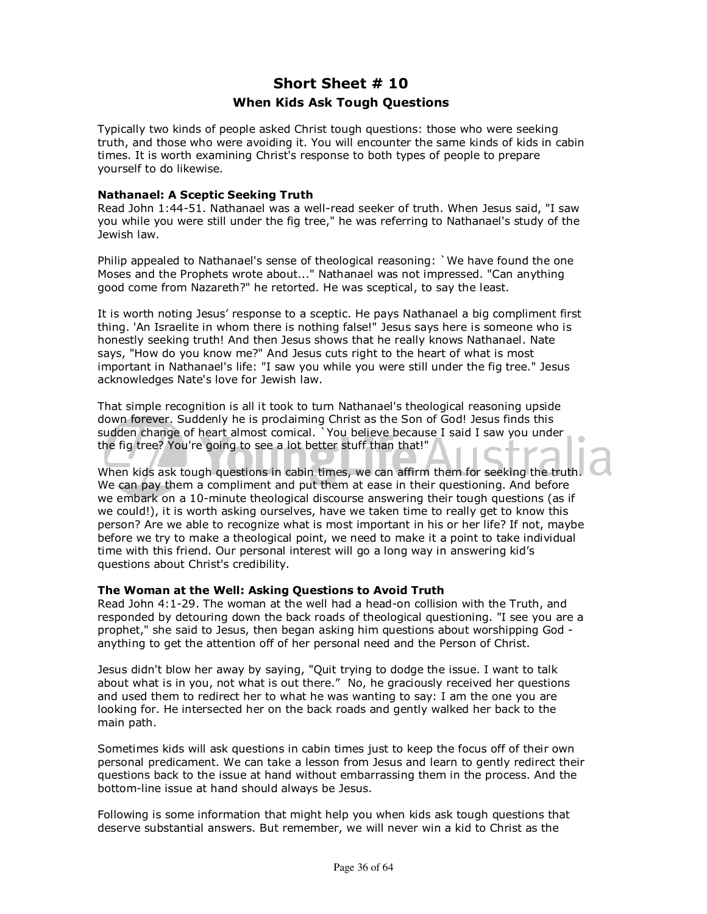# Short Sheet # 10

## When Kids Ask Tough Questions

Typically two kinds of people asked Christ tough questions: those who were seeking truth, and those who were avoiding it. You will encounter the same kinds of kids in cabin times. It is worth examining Christ's response to both types of people to prepare yourself to do likewise.

**Nathanael: A Sceptic Seeking Truth**

Read John 1:44-51. Nathanael was a well-read seeker of truth. When Jesus said, "I saw you while you were still under the fig tree," he was referring to Nathanael's study of the Jewish law.

Philip appealed to Nathanael's sense of theological reasoning: `We have found the one Moses and the Prophets wrote about..." Nathanael was not impressed. "Can anything good come from Nazareth?" he retorted. He was sceptical, to say the least.

It is worth noting Jesus' response to a sceptic. He pays Nathanael a big compliment first thing. 'An Israelite in whom there is nothing false!" Jesus says here is someone who is honestly seeking truth! And then Jesus shows that he really knows Nathanael. Nate says, "How do you know me?" And Jesus cuts right to the heart of what is most important in Nathanael's life: "I saw you while you were still under the fig tree." Jesus acknowledges Nate's love for Jewish law.

That simple recognition is all it took to turn Nathanael's theological reasoning upside down forever. Suddenly he is proclaiming Christ as the Son of God! Jesus finds this sudden change of heart almost comical. `You believe because I said I saw you under the fig tree? You're going to see a lot better stuff than that!"

When kids ask tough questions in cabin times, we can affirm them for seeking the truth. We can pay them a compliment and put them at ease in their questioning. And before we embark on a 10-minute theological discourse answering their tough questions (as if we could!), it is worth asking ourselves, have we taken time to really get to know this person? Are we able to recognize what is most important in his or her life? If not, maybe before we try to make a theological point, we need to make it a point to take individual time with this friend. Our personal interest will go a long way in answering kid's questions about Christ's credibility.

**The Woman at the Well: Asking Questions to Avoid Truth**

Read John 4:1-29. The woman at the well had a head-on collision with the Truth, and responded by detouring down the back roads of theological questioning. "I see you are a prophet," she said to Jesus, then began asking him questions about worshipping God - anything to get the attention off of her personal need and the Person of Christ.

Jesus didn't blow her away by saying, "Quit trying to dodge the issue. I want to talk about what is in you, not what is out there." No, he graciously received her questions and used them to redirect her to what he was wanting to say: I am the one you are looking for. He intersected her on the back roads and gently walked her back to the main path.

Sometimes kids will ask questions in cabin times just to keep the focus off of their own personal predicament. We can take a lesson from Jesus and learn to gently redirect their questions back to the issue at hand without embarrassing them in the process. And the bottom-line issue at hand should always be Jesus.

Following is some information that might help you when kids ask tough questions that deserve substantial answers. But remember, we will never win a kid to Christ as the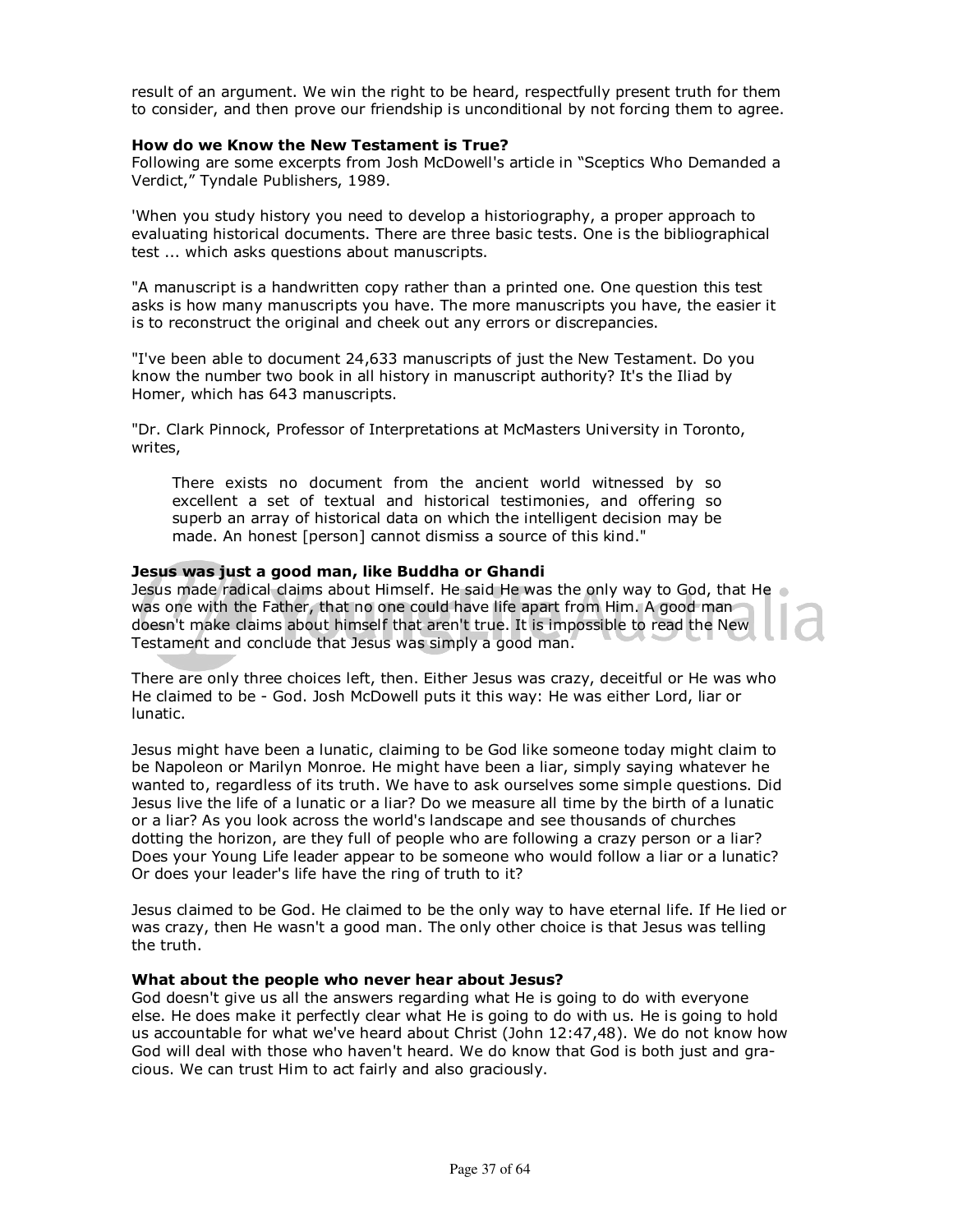result of an argument. We win the right to be heard, respectfully present truth for them to consider, and then prove our friendship is unconditional by not forcing them to agree.

**How do we Know the New Testament is True?**
Following are some excerpts from Josh McDowell's article in "Sceptics Who Demanded a Verdict," Tyndale Publishers, 1989.

'When you study history you need to develop a historiography, a proper approach to evaluating historical documents. There are three basic tests. One is the bibliographical test ... which asks questions about manuscripts.

"A manuscript is a handwritten copy rather than a printed one. One question this test asks is how many manuscripts you have. The more manuscripts you have, the easier it is to reconstruct the original and cheek out any errors or discrepancies.

"I've been able to document 24,633 manuscripts of just the New Testament. Do you know the number two book in all history in manuscript authority? It's the Iliad by Homer, which has 643 manuscripts.

"Dr. Clark Pinnock, Professor of Interpretations at McMasters University in Toronto, writes,

> There exists no document from the ancient world witnessed by so excellent a set of textual and historical testimonies, and offering so superb an array of historical data on which the intelligent decision may be made. An honest [person] cannot dismiss a source of this kind."

**Jesus was just a good man, like Buddha or Ghandi**
Jesus made radical claims about Himself. He said He was the only way to God, that He was one with the Father, that no one could have life apart from Him. A good man doesn't make claims about himself that aren't true. It is impossible to read the New Testament and conclude that Jesus was simply a good man.

There are only three choices left, then. Either Jesus was crazy, deceitful or He was who He claimed to be - God. Josh McDowell puts it this way: He was either Lord, liar or lunatic.

Jesus might have been a lunatic, claiming to be God like someone today might claim to be Napoleon or Marilyn Monroe. He might have been a liar, simply saying whatever he wanted to, regardless of its truth. We have to ask ourselves some simple questions. Did Jesus live the life of a lunatic or a liar? Do we measure all time by the birth of a lunatic or a liar? As you look across the world's landscape and see thousands of churches dotting the horizon, are they full of people who are following a crazy person or a liar? Does your Young Life leader appear to be someone who would follow a liar or a lunatic? Or does your leader's life have the ring of truth to it?

Jesus claimed to be God. He claimed to be the only way to have eternal life. If He lied or was crazy, then He wasn't a good man. The only other choice is that Jesus was telling the truth.

**What about the people who never hear about Jesus?**
God doesn't give us all the answers regarding what He is going to do with everyone else. He does make it perfectly clear what He is going to do with us. He is going to hold us accountable for what we've heard about Christ (John 12:47,48). We do not know how God will deal with those who haven't heard. We do know that God is both just and gracious. We can trust Him to act fairly and also graciously.